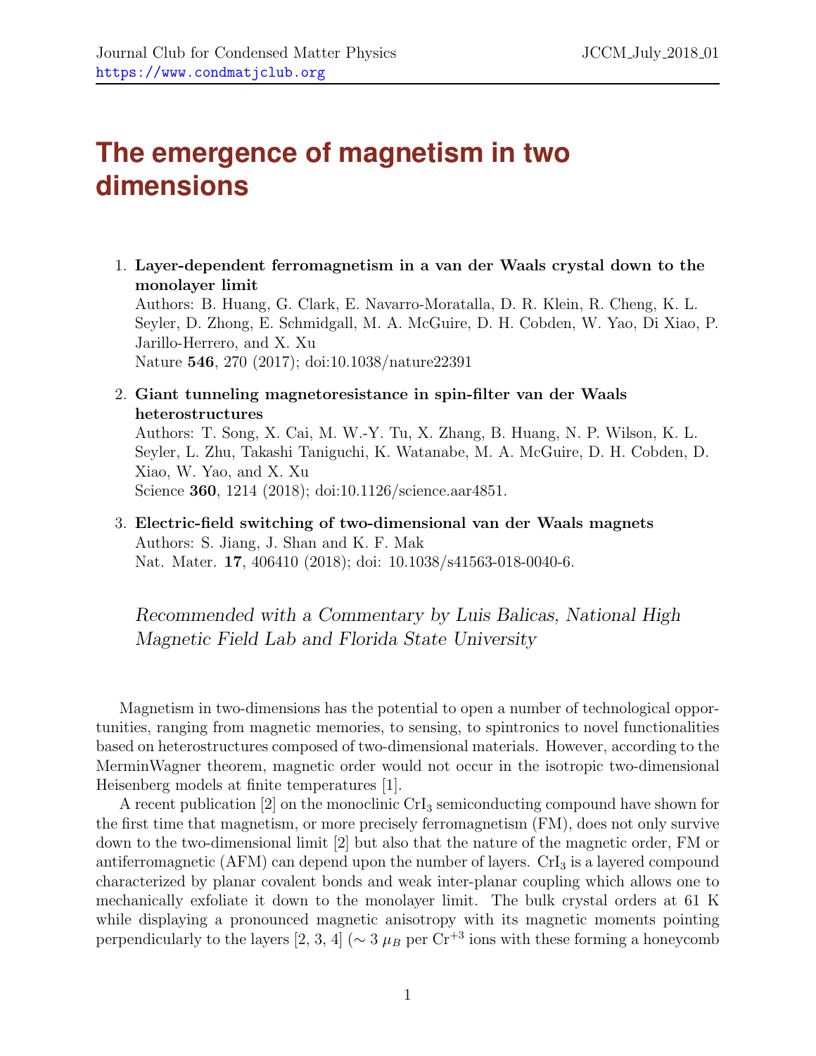# The emergence of magnetism in two dimensions

1. **Layer-dependent ferromagnetism in a van der Waals crystal down to the monolayer limit**
   Authors: B. Huang, G. Clark, E. Navarro-Moratalla, D. R. Klein, R. Cheng, K. L. Seyler, D. Zhong, E. Schmidgall, M. A. McGuire, D. H. Cobden, W. Yao, Di Xiao, P. Jarillo-Herrero, and X. Xu
   Nature **546**, 270 (2017); doi:10.1038/nature22391

2. **Giant tunneling magnetoresistance in spin-filter van der Waals heterostructures**
   Authors: T. Song, X. Cai, M. W.-Y. Tu, X. Zhang, B. Huang, N. P. Wilson, K. L. Seyler, L. Zhu, Takashi Taniguchi, K. Watanabe, M. A. McGuire, D. H. Cobden, D. Xiao, W. Yao, and X. Xu
   Science **360**, 1214 (2018); doi:10.1126/science.aar4851.

3. **Electric-field switching of two-dimensional van der Waals magnets**
   Authors: S. Jiang, J. Shan and K. F. Mak
   Nat. Mater. **17**, 406410 (2018); doi: 10.1038/s41563-018-0040-6.

*Recommended with a Commentary by Luis Balicas, National High Magnetic Field Lab and Florida State University*

Magnetism in two-dimensions has the potential to open a number of technological opportunities, ranging from magnetic memories, to sensing, to spintronics to novel functionalities based on heterostructures composed of two-dimensional materials. However, according to the MerminWagner theorem, magnetic order would not occur in the isotropic two-dimensional Heisenberg models at finite temperatures [1].

A recent publication [2] on the monoclinic $CrI_3$ semiconducting compound have shown for the first time that magnetism, or more precisely ferromagnetism (FM), does not only survive down to the two-dimensional limit [2] but also that the nature of the magnetic order, FM or antiferromagnetic (AFM) can depend upon the number of layers. $CrI_3$ is a layered compound characterized by planar covalent bonds and weak inter-planar coupling which allows one to mechanically exfoliate it down to the monolayer limit. The bulk crystal orders at 61 K while displaying a pronounced magnetic anisotropy with its magnetic moments pointing perpendicularly to the layers [2, 3, 4] ($\sim 3\ \mu_B$ per $Cr^{+3}$ ions with these forming a honeycomb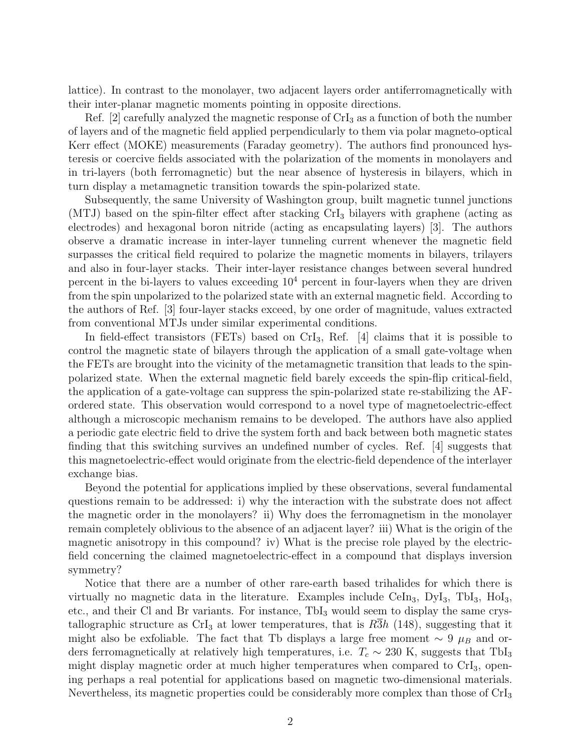lattice). In contrast to the monolayer, two adjacent layers order antiferromagnetically with their inter-planar magnetic moments pointing in opposite directions.

Ref. [2] carefully analyzed the magnetic response of $CrI_3$ as a function of both the number of layers and of the magnetic field applied perpendicularly to them via polar magneto-optical Kerr effect (MOKE) measurements (Faraday geometry). The authors find pronounced hysteresis or coercive fields associated with the polarization of the moments in monolayers and in tri-layers (both ferromagnetic) but the near absence of hysteresis in bilayers, which in turn display a metamagnetic transition towards the spin-polarized state.

Subsequently, the same University of Washington group, built magnetic tunnel junctions (MTJ) based on the spin-filter effect after stacking $CrI_3$ bilayers with graphene (acting as electrodes) and hexagonal boron nitride (acting as encapsulating layers) [3]. The authors observe a dramatic increase in inter-layer tunneling current whenever the magnetic field surpasses the critical field required to polarize the magnetic moments in bilayers, trilayers and also in four-layer stacks. Their inter-layer resistance changes between several hundred percent in the bi-layers to values exceeding $10^4$ percent in four-layers when they are driven from the spin unpolarized to the polarized state with an external magnetic field. According to the authors of Ref. [3] four-layer stacks exceed, by one order of magnitude, values extracted from conventional MTJs under similar experimental conditions.

In field-effect transistors (FETs) based on $CrI_3$, Ref. [4] claims that it is possible to control the magnetic state of bilayers through the application of a small gate-voltage when the FETs are brought into the vicinity of the metamagnetic transition that leads to the spin-polarized state. When the external magnetic field barely exceeds the spin-flip critical-field, the application of a gate-voltage can suppress the spin-polarized state re-stabilizing the AF-ordered state. This observation would correspond to a novel type of magnetoelectric-effect although a microscopic mechanism remains to be developed. The authors have also applied a periodic gate electric field to drive the system forth and back between both magnetic states finding that this switching survives an undefined number of cycles. Ref. [4] suggests that this magnetoelectric-effect would originate from the electric-field dependence of the interlayer exchange bias.

Beyond the potential for applications implied by these observations, several fundamental questions remain to be addressed: i) why the interaction with the substrate does not affect the magnetic order in the monolayers? ii) Why does the ferromagnetism in the monolayer remain completely oblivious to the absence of an adjacent layer? iii) What is the origin of the magnetic anisotropy in this compound? iv) What is the precise role played by the electric-field concerning the claimed magnetoelectric-effect in a compound that displays inversion symmetry?

Notice that there are a number of other rare-earth based trihalides for which there is virtually no magnetic data in the literature. Examples include $CeIn_3$, $DyI_3$, $TbI_3$, $HoI_3$, etc., and their Cl and Br variants. For instance, $TbI_3$ would seem to display the same crystallographic structure as $CrI_3$ at lower temperatures, that is $R\bar{3}h$ (148), suggesting that it might also be exfoliable. The fact that Tb displays a large free moment $\sim 9\ \mu_B$ and orders ferromagnetically at relatively high temperatures, i.e. $T_c \sim 230$ K, suggests that $TbI_3$ might display magnetic order at much higher temperatures when compared to $CrI_3$, opening perhaps a real potential for applications based on magnetic two-dimensional materials. Nevertheless, its magnetic properties could be considerably more complex than those of $CrI_3$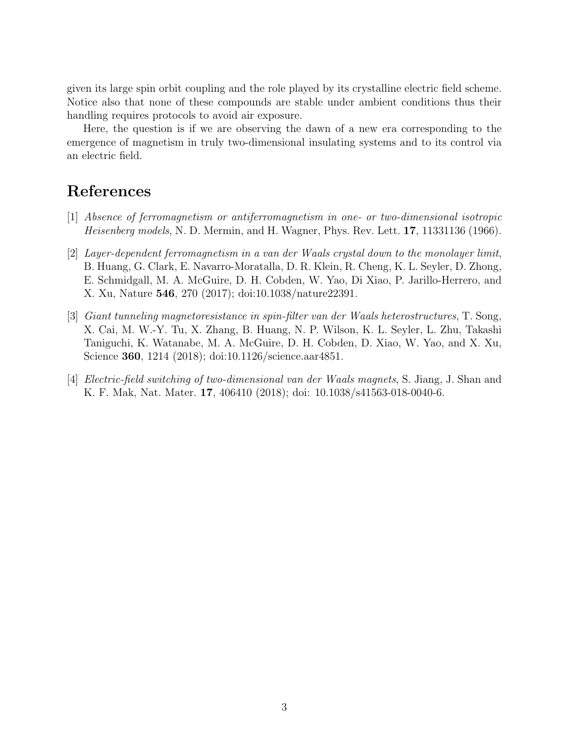given its large spin orbit coupling and the role played by its crystalline electric field scheme. Notice also that none of these compounds are stable under ambient conditions thus their handling requires protocols to avoid air exposure.

Here, the question is if we are observing the dawn of a new era corresponding to the emergence of magnetism in truly two-dimensional insulating systems and to its control via an electric field.

# References

[1] *Absence of ferromagnetism or antiferromagnetism in one- or two-dimensional isotropic Heisenberg models*, N. D. Mermin, and H. Wagner, Phys. Rev. Lett. **17**, 11331136 (1966).

[2] *Layer-dependent ferromagnetism in a van der Waals crystal down to the monolayer limit*, B. Huang, G. Clark, E. Navarro-Moratalla, D. R. Klein, R. Cheng, K. L. Seyler, D. Zhong, E. Schmidgall, M. A. McGuire, D. H. Cobden, W. Yao, Di Xiao, P. Jarillo-Herrero, and X. Xu, Nature **546**, 270 (2017); doi:10.1038/nature22391.

[3] *Giant tunneling magnetoresistance in spin-filter van der Waals heterostructures*, T. Song, X. Cai, M. W.-Y. Tu, X. Zhang, B. Huang, N. P. Wilson, K. L. Seyler, L. Zhu, Takashi Taniguchi, K. Watanabe, M. A. McGuire, D. H. Cobden, D. Xiao, W. Yao, and X. Xu, Science **360**, 1214 (2018); doi:10.1126/science.aar4851.

[4] *Electric-field switching of two-dimensional van der Waals magnets*, S. Jiang, J. Shan and K. F. Mak, Nat. Mater. **17**, 406410 (2018); doi: 10.1038/s41563-018-0040-6.